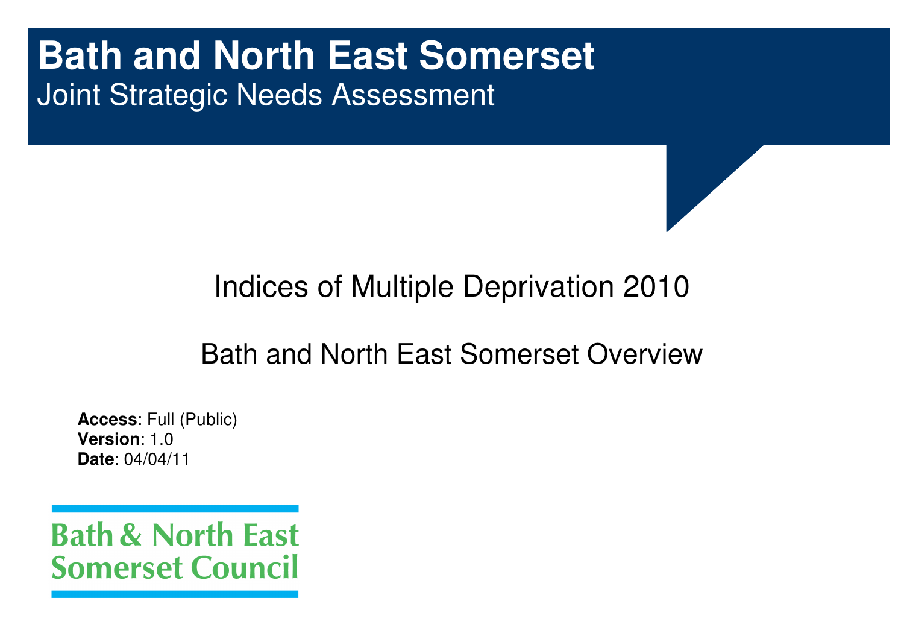# Bath and North East Somerset

## Joint Strategic Needs Assessment

## Indices of Multiple Deprivation 2010

## Bath and North East Somerset Overview

**Access**: Full (Public)
**Version**: 1.0
**Date**: 04/04/11

Bath & North East Somerset Council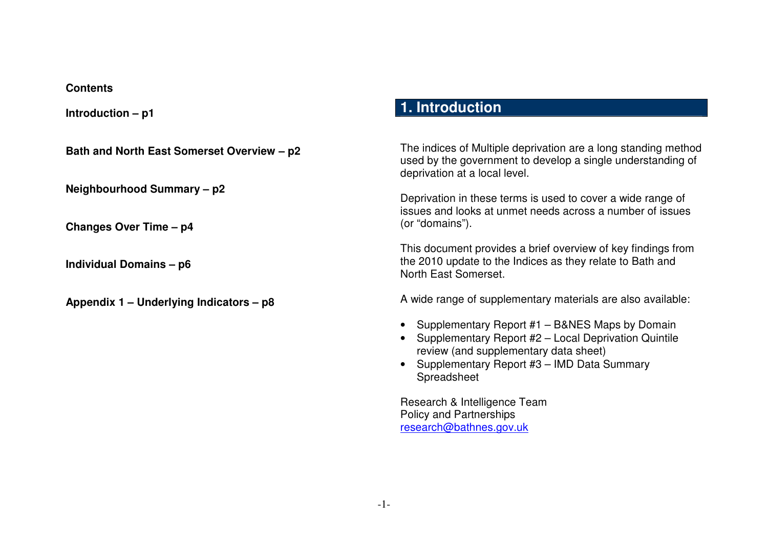**Contents**

**Introduction – p1**

**Bath and North East Somerset Overview – p2**

**Neighbourhood Summary – p2**

**Changes Over Time – p4**

**Individual Domains – p6**

**Appendix 1 – Underlying Indicators – p8**

# 1. Introduction

The indices of Multiple deprivation are a long standing method used by the government to develop a single understanding of deprivation at a local level.

Deprivation in these terms is used to cover a wide range of issues and looks at unmet needs across a number of issues (or "domains").

This document provides a brief overview of key findings from the 2010 update to the Indices as they relate to Bath and North East Somerset.

A wide range of supplementary materials are also available:

- Supplementary Report #1 – B&NES Maps by Domain
- Supplementary Report #2 – Local Deprivation Quintile review (and supplementary data sheet)
- Supplementary Report #3 – IMD Data Summary Spreadsheet

Research & Intelligence Team
Policy and Partnerships
research@bathnes.gov.uk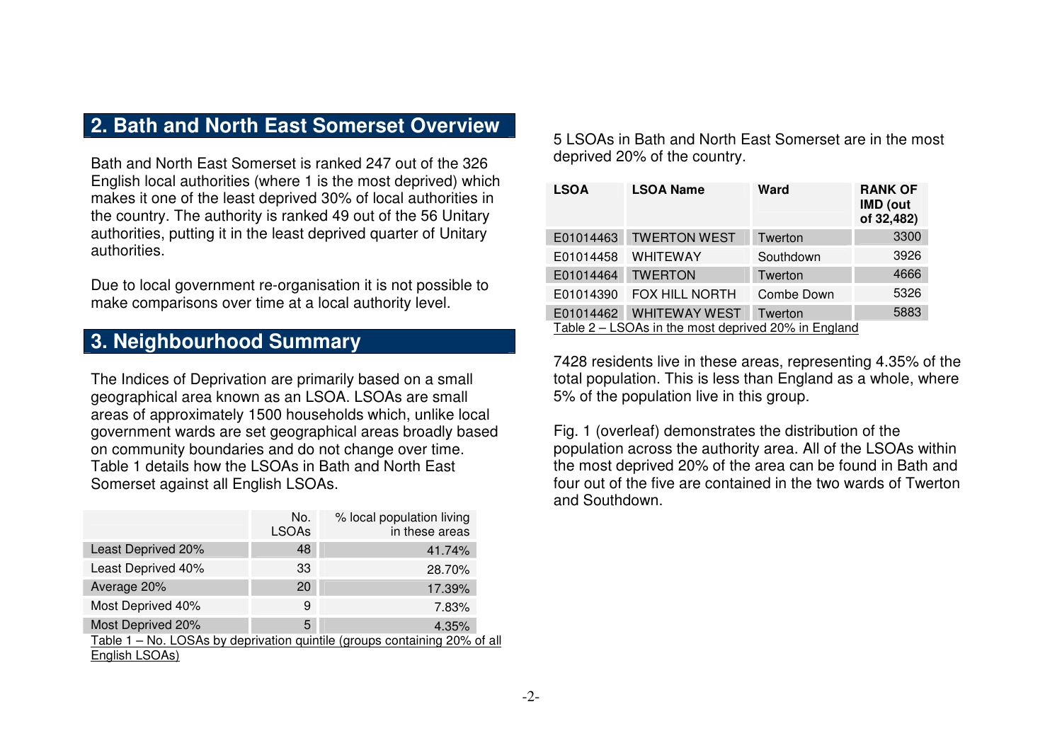## 2. Bath and North East Somerset Overview

Bath and North East Somerset is ranked 247 out of the 326 English local authorities (where 1 is the most deprived) which makes it one of the least deprived 30% of local authorities in the country. The authority is ranked 49 out of the 56 Unitary authorities, putting it in the least deprived quarter of Unitary authorities.

Due to local government re-organisation it is not possible to make comparisons over time at a local authority level.

## 3. Neighbourhood Summary

The Indices of Deprivation are primarily based on a small geographical area known as an LSOA. LSOAs are small areas of approximately 1500 households which, unlike local government wards are set geographical areas broadly based on community boundaries and do not change over time. Table 1 details how the LSOAs in Bath and North East Somerset against all English LSOAs.

| | No. LSOAs | % local population living in these areas |
|---|---|---|
| Least Deprived 20% | 48 | 41.74% |
| Least Deprived 40% | 33 | 28.70% |
| Average 20% | 20 | 17.39% |
| Most Deprived 40% | 9 | 7.83% |
| Most Deprived 20% | 5 | 4.35% |

Table 1 – No. LOSAs by deprivation quintile (groups containing 20% of all English LSOAs)

5 LSOAs in Bath and North East Somerset are in the most deprived 20% of the country.

| LSOA | LSOA Name | Ward | RANK OF IMD (out of 32,482) |
|---|---|---|---|
| E01014463 | TWERTON WEST | Twerton | 3300 |
| E01014458 | WHITEWAY | Southdown | 3926 |
| E01014464 | TWERTON | Twerton | 4666 |
| E01014390 | FOX HILL NORTH | Combe Down | 5326 |
| E01014462 | WHITEWAY WEST | Twerton | 5883 |

Table 2 – LSOAs in the most deprived 20% in England

7428 residents live in these areas, representing 4.35% of the total population. This is less than England as a whole, where 5% of the population live in this group.

Fig. 1 (overleaf) demonstrates the distribution of the population across the authority area. All of the LSOAs within the most deprived 20% of the area can be found in Bath and four out of the five are contained in the two wards of Twerton and Southdown.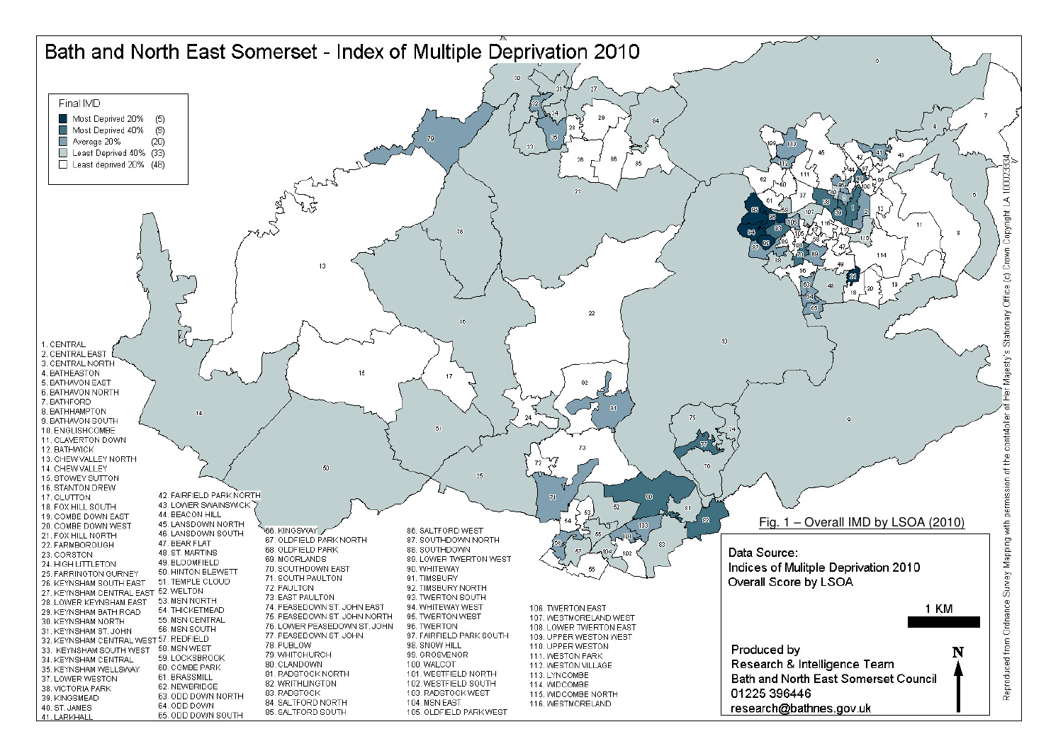# Bath and North East Somerset - Index of Multiple Deprivation 2010

**Final IMD**

- Most Deprived 20% (5)
- Most Deprived 40% (9)
- Average 20% (20)
- Least Deprived 40% (33)
- Least deprived 20% (48)

1. CENTRAL
2. CENTRAL EAST
3. CENTRAL NORTH
4. BATHEASTON
5. BATHAVON EAST
6. BATHAVON NORTH
7. BATHFORD
8. BATHHAMPTON
9. BATHAVON SOUTH
10. ENGLISHCOMBE
11. CLAVERTON DOWN
12. BATHWICK
13. CHEW VALLEY NORTH
14. CHEW VALLEY
15. STOWEY SUTTON
16. STANTON DREW
17. CLUTTON
18. FOX HILL SOUTH
19. COMBE DOWN EAST
20. COMBE DOWN WEST
21. FOX HILL NORTH
22. FARMBOROUGH
23. CORSTON
24. HIGH LITTLETON
25. FARRINGTON GURNEY
26. KEYNSHAM SOUTH EAST
27. KEYNSHAM CENTRAL EAST
28. LOWER KEYNSHAM EAST
29. KEYNSHAM BATH ROAD
30. KEYNSHAM NORTH
31. KEYNSHAM ST. JOHN
32. KEYNSHAM CENTRAL WEST
33. KEYNSHAM SOUTH WEST
34. KEYNSHAM CENTRAL
35. KEYNSHAM WELLSWAY
37. LOWER WESTON
38. VICTORIA PARK
39. KINGSMEAD
40. ST. JAMES
41. LARKHALL
42. FAIRFIELD PARK NORTH
43. LOWER SWAINSWICK
44. BEACON HILL
45. LANSDOWN NORTH
46. LANSDOWN SOUTH
47. BEAR FLAT
48. ST. MARTINS
49. BLOOMFIELD
50. HINTON BLEWETT
51. TEMPLE CLOUD
52. WELTON
53. MSN NORTH
54. THICKETMEAD
55. MSN CENTRAL
56. MSN SOUTH
57. REDFIELD
58. MSN WEST
59. LOCKSBROOK
60. COMBE PARK
61. BRASSMILL
62. NEWBRIDGE
63. ODD DOWN NORTH
64. ODD DOWN
65. ODD DOWN SOUTH
66. KINGSWAY
67. OLDFIELD PARK NORTH
68. OLDFIELD PARK
69. MOORLANDS
70. SOUTHDOWN EAST
71. SOUTH PAULTON
72. PAULTON
73. EAST PAULTON
74. PEASEDOWN ST. JOHN EAST
75. PEASEDOWN ST. JOHN NORTH
76. LOWER PEASEDOWN ST. JOHN
77. PEASEDOWN ST. JOHN
78. PUBLOW
79. WHITCHURCH
80. CLANDOWN
81. RADSTOCK NORTH
82. WRITHLINGTON
83. RADSTOCK
84. SALTFORD NORTH
85. SALTFORD SOUTH
86. SALTFORD WEST
87. SOUTHDOWN NORTH
88. SOUTHDOWN
89. LOWER TWERTON WEST
90. WHITEWAY
91. TIMSBURY
92. TIMSBURY NORTH
93. TWERTON SOUTH
94. WHITEWAY WEST
95. TWERTON WEST
96. TWERTON
97. FAIRFIELD PARK SOUTH
98. SNOW HILL
99. GROSVENOR
100. WALCOT
101. WESTFIELD NORTH
102. WESTFIELD SOUTH
103. RADSTOCK WEST
104. MSN EAST
105. OLDFIELD PARK WEST
106. TWERTON EAST
107. WESTMORELAND WEST
108. LOWER TWERTON EAST
109. UPPER WESTON WEST
110. UPPER WESTON
111. WESTON PARK
112. WESTON VILLAGE
113. LYNCOMBE
114. WIDCOMBE
115. WIDCOMBE NORTH
116. WESTMORELAND

Fig. 1 – Overall IMD by LSOA (2010)

Data Source:
Indices of Mulitple Deprivation 2010
Overall Score by LSOA

Produced by
Research & Intelligence Team
Bath and North East Somerset Council
01225 396446
research@bathnes.gov.uk

Reproduced from Ordnance Survey Mapping with permission of the controller of Her Majesty's Stationary Office (c) Crown Copyright LA 100023334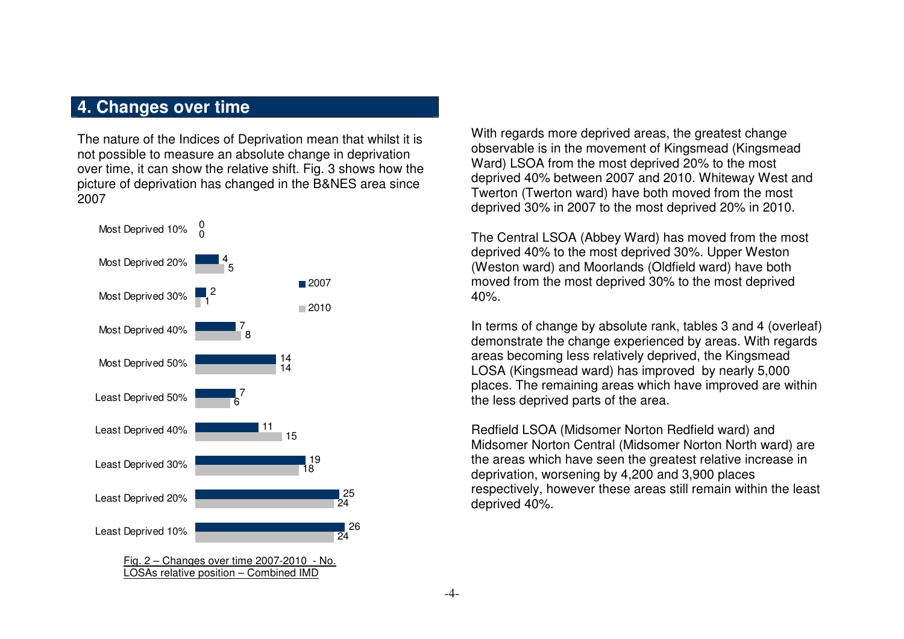## 4. Changes over time

The nature of the Indices of Deprivation mean that whilst it is not possible to measure an absolute change in deprivation over time, it can show the relative shift. Fig. 3 shows how the picture of deprivation has changed in the B&NES area since 2007

| | 2007 | 2010 |
|---|---|---|
| Most Deprived 10% | 0 | 0 |
| Most Deprived 20% | 4 | 5 |
| Most Deprived 30% | 2 | 1 |
| Most Deprived 40% | 7 | 8 |
| Most Deprived 50% | 14 | 14 |
| Least Deprived 50% | 7 | 6 |
| Least Deprived 40% | 11 | 15 |
| Least Deprived 30% | 19 | 18 |
| Least Deprived 20% | 25 | 24 |
| Least Deprived 10% | 26 | 24 |

Fig. 2 – Changes over time 2007-2010 - No. LOSAs relative position – Combined IMD

With regards more deprived areas, the greatest change observable is in the movement of Kingsmead (Kingsmead Ward) LSOA from the most deprived 20% to the most deprived 40% between 2007 and 2010. Whiteway West and Twerton (Twerton ward) have both moved from the most deprived 30% in 2007 to the most deprived 20% in 2010.

The Central LSOA (Abbey Ward) has moved from the most deprived 40% to the most deprived 30%. Upper Weston (Weston ward) and Moorlands (Oldfield ward) have both moved from the most deprived 30% to the most deprived 40%.

In terms of change by absolute rank, tables 3 and 4 (overleaf) demonstrate the change experienced by areas. With regards areas becoming less relatively deprived, the Kingsmead LOSA (Kingsmead ward) has improved by nearly 5,000 places. The remaining areas which have improved are within the less deprived parts of the area.

Redfield LSOA (Midsomer Norton Redfield ward) and Midsomer Norton Central (Midsomer Norton North ward) are the areas which have seen the greatest relative increase in deprivation, worsening by 4,200 and 3,900 places respectively, however these areas still remain within the least deprived 40%.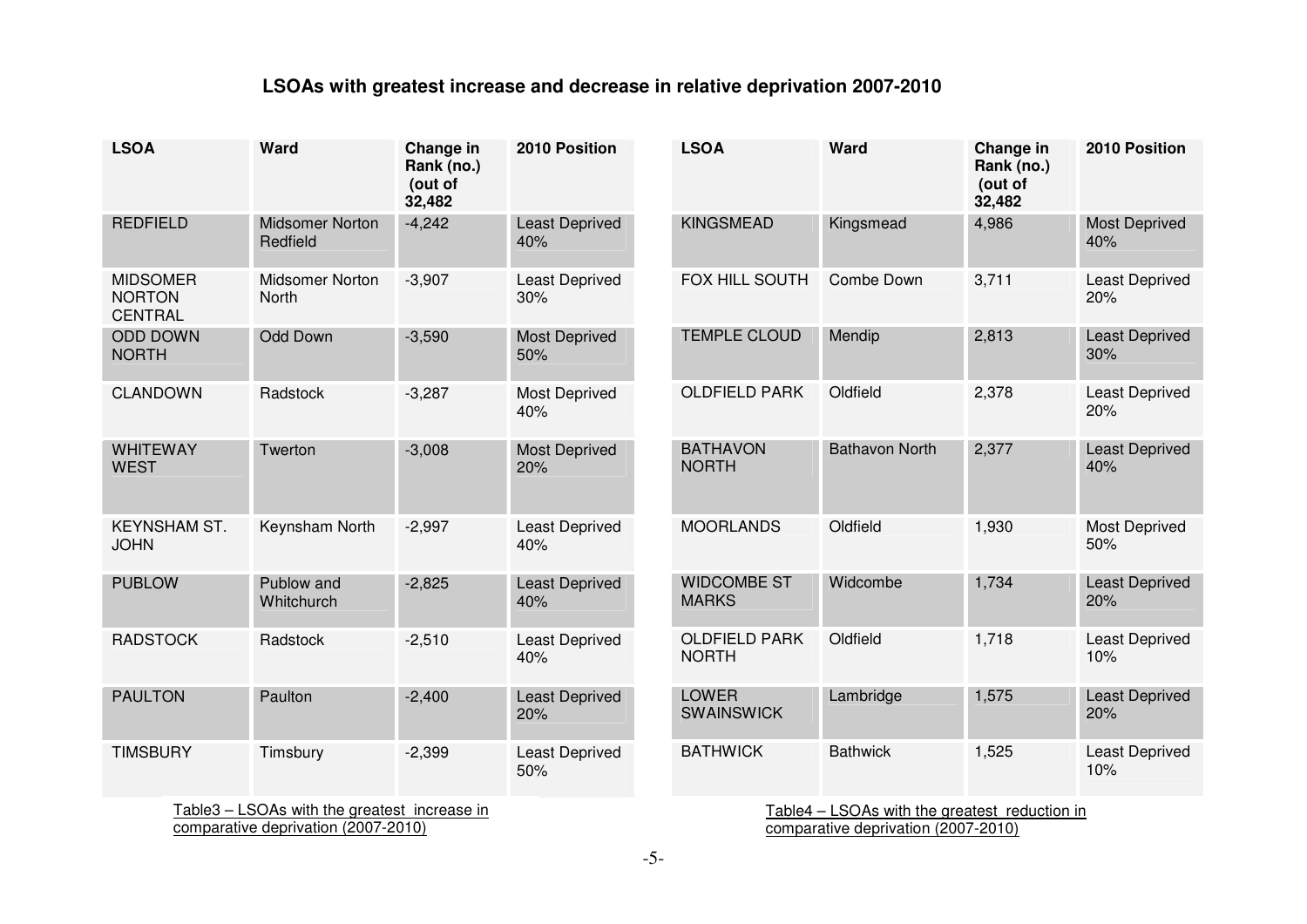## LSOAs with greatest increase and decrease in relative deprivation 2007-2010

| LSOA | Ward | Change in Rank (no.) (out of 32,482 | 2010 Position |
|---|---|---|---|
| REDFIELD | Midsomer Norton Redfield | -4,242 | Least Deprived 40% |
| MIDSOMER NORTON CENTRAL | Midsomer Norton North | -3,907 | Least Deprived 30% |
| ODD DOWN NORTH | Odd Down | -3,590 | Most Deprived 50% |
| CLANDOWN | Radstock | -3,287 | Most Deprived 40% |
| WHITEWAY WEST | Twerton | -3,008 | Most Deprived 20% |
| KEYNSHAM ST. JOHN | Keynsham North | -2,997 | Least Deprived 40% |
| PUBLOW | Publow and Whitchurch | -2,825 | Least Deprived 40% |
| RADSTOCK | Radstock | -2,510 | Least Deprived 40% |
| PAULTON | Paulton | -2,400 | Least Deprived 20% |
| TIMSBURY | Timsbury | -2,399 | Least Deprived 50% |

Table3 – LSOAs with the greatest increase in comparative deprivation (2007-2010)

| LSOA | Ward | Change in Rank (no.) (out of 32,482 | 2010 Position |
|---|---|---|---|
| KINGSMEAD | Kingsmead | 4,986 | Most Deprived 40% |
| FOX HILL SOUTH | Combe Down | 3,711 | Least Deprived 20% |
| TEMPLE CLOUD | Mendip | 2,813 | Least Deprived 30% |
| OLDFIELD PARK | Oldfield | 2,378 | Least Deprived 20% |
| BATHAVON NORTH | Bathavon North | 2,377 | Least Deprived 40% |
| MOORLANDS | Oldfield | 1,930 | Most Deprived 50% |
| WIDCOMBE ST MARKS | Widcombe | 1,734 | Least Deprived 20% |
| OLDFIELD PARK NORTH | Oldfield | 1,718 | Least Deprived 10% |
| LOWER SWAINSWICK | Lambridge | 1,575 | Least Deprived 20% |
| BATHWICK | Bathwick | 1,525 | Least Deprived 10% |

Table4 – LSOAs with the greatest reduction in comparative deprivation (2007-2010)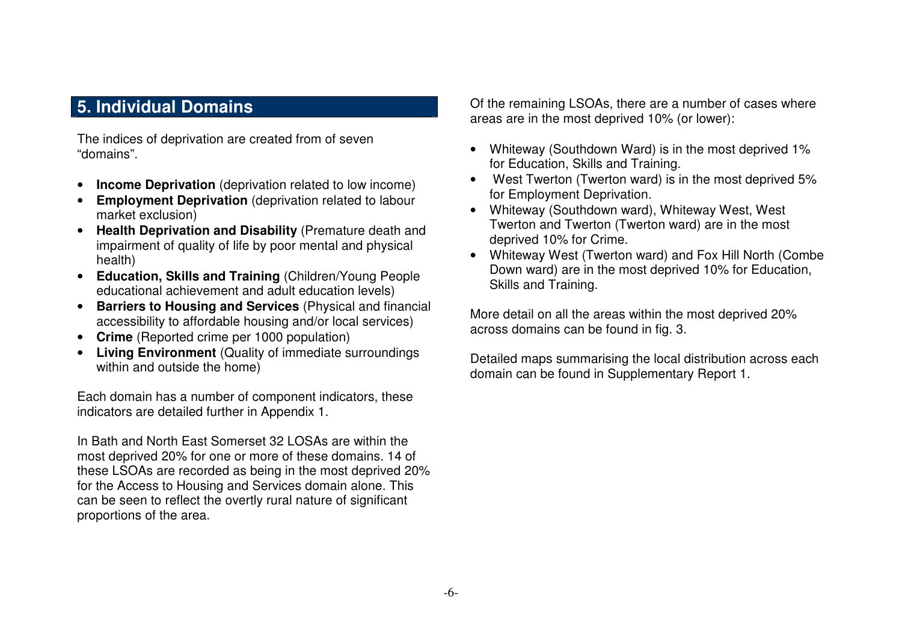## 5. Individual Domains

The indices of deprivation are created from of seven "domains".

- **Income Deprivation** (deprivation related to low income)
- **Employment Deprivation** (deprivation related to labour market exclusion)
- **Health Deprivation and Disability** (Premature death and impairment of quality of life by poor mental and physical health)
- **Education, Skills and Training** (Children/Young People educational achievement and adult education levels)
- **Barriers to Housing and Services** (Physical and financial accessibility to affordable housing and/or local services)
- **Crime** (Reported crime per 1000 population)
- **Living Environment** (Quality of immediate surroundings within and outside the home)

Each domain has a number of component indicators, these indicators are detailed further in Appendix 1.

In Bath and North East Somerset 32 LOSAs are within the most deprived 20% for one or more of these domains. 14 of these LSOAs are recorded as being in the most deprived 20% for the Access to Housing and Services domain alone. This can be seen to reflect the overtly rural nature of significant proportions of the area.

Of the remaining LSOAs, there are a number of cases where areas are in the most deprived 10% (or lower):

- Whiteway (Southdown Ward) is in the most deprived 1% for Education, Skills and Training.
- West Twerton (Twerton ward) is in the most deprived 5% for Employment Deprivation.
- Whiteway (Southdown ward), Whiteway West, West Twerton and Twerton (Twerton ward) are in the most deprived 10% for Crime.
- Whiteway West (Twerton ward) and Fox Hill North (Combe Down ward) are in the most deprived 10% for Education, Skills and Training.

More detail on all the areas within the most deprived 20% across domains can be found in fig. 3.

Detailed maps summarising the local distribution across each domain can be found in Supplementary Report 1.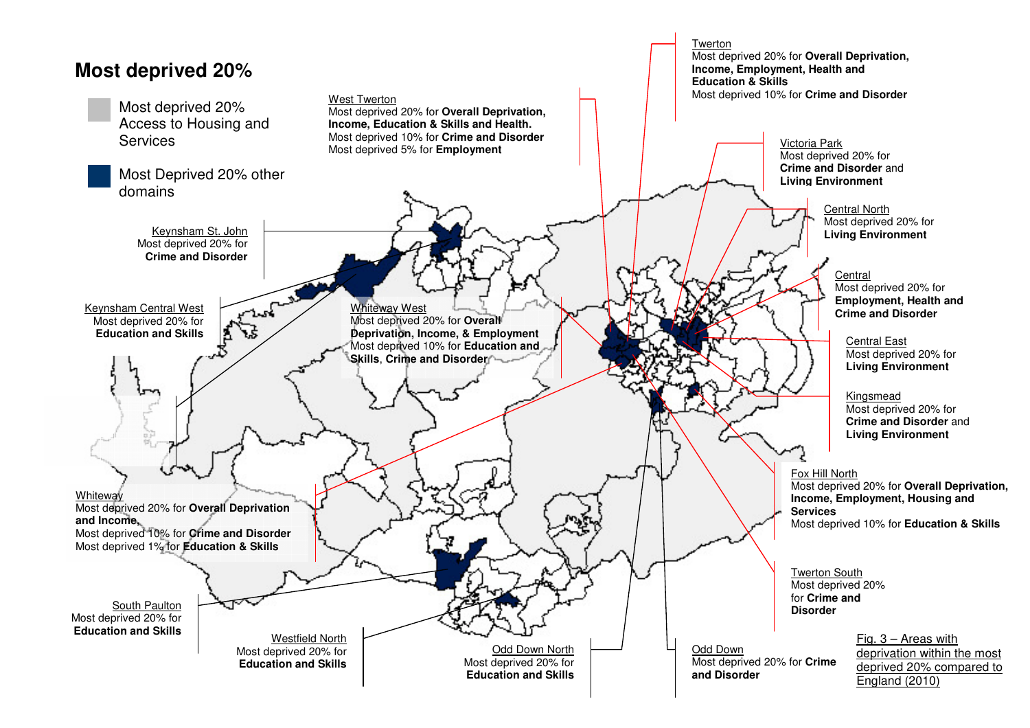## Most deprived 20%

- Most deprived 20% Access to Housing and Services
- Most Deprived 20% other domains

Twerton
Most deprived 20% for **Overall Deprivation, Income, Employment, Health and Education & Skills**
Most deprived 10% for **Crime and Disorder**

West Twerton
Most deprived 20% for **Overall Deprivation, Income, Education & Skills and Health.**
Most deprived 10% for **Crime and Disorder**
Most deprived 5% for **Employment**

Victoria Park
Most deprived 20% for **Crime and Disorder** and **Living Environment**

Central North
Most deprived 20% for **Living Environment**

Keynsham St. John
Most deprived 20% for **Crime and Disorder**

Central
Most deprived 20% for **Employment, Health and Crime and Disorder**

Keynsham Central West
Most deprived 20% for **Education and Skills**

Whiteway West
Most deprived 20% for **Overall Deprivation, Income, & Employment**
Most deprived 10% for **Education and Skills**, **Crime and Disorder**

Central East
Most deprived 20% for **Living Environment**

Kingsmead
Most deprived 20% for **Crime and Disorder** and **Living Environment**

Fox Hill North
Most deprived 20% for **Overall Deprivation, Income, Employment, Housing and Services**
Most deprived 10% for **Education & Skills**

Whiteway
Most deprived 20% for **Overall Deprivation and Income,**
Most deprived 10% for **Crime and Disorder**
Most deprived 1% for **Education & Skills**

Twerton South
Most deprived 20% for **Crime and Disorder**

South Paulton
Most deprived 20% for **Education and Skills**

Westfield North
Most deprived 20% for **Education and Skills**

Odd Down North
Most deprived 20% for **Education and Skills**

Odd Down
Most deprived 20% for **Crime and Disorder**

Fig. 3 – Areas with deprivation within the most deprived 20% compared to England (2010)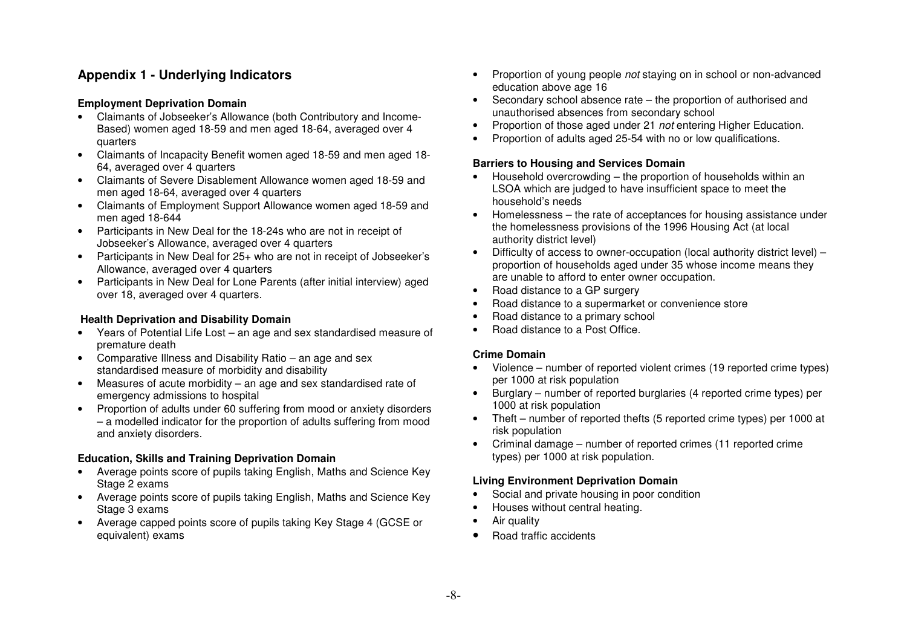## Appendix 1 - Underlying Indicators

**Employment Deprivation Domain**

- Claimants of Jobseeker's Allowance (both Contributory and Income-Based) women aged 18-59 and men aged 18-64, averaged over 4 quarters
- Claimants of Incapacity Benefit women aged 18-59 and men aged 18-64, averaged over 4 quarters
- Claimants of Severe Disablement Allowance women aged 18-59 and men aged 18-64, averaged over 4 quarters
- Claimants of Employment Support Allowance women aged 18-59 and men aged 18-644
- Participants in New Deal for the 18-24s who are not in receipt of Jobseeker's Allowance, averaged over 4 quarters
- Participants in New Deal for 25+ who are not in receipt of Jobseeker's Allowance, averaged over 4 quarters
- Participants in New Deal for Lone Parents (after initial interview) aged over 18, averaged over 4 quarters.

**Health Deprivation and Disability Domain**

- Years of Potential Life Lost – an age and sex standardised measure of premature death
- Comparative Illness and Disability Ratio – an age and sex standardised measure of morbidity and disability
- Measures of acute morbidity – an age and sex standardised rate of emergency admissions to hospital
- Proportion of adults under 60 suffering from mood or anxiety disorders – a modelled indicator for the proportion of adults suffering from mood and anxiety disorders.

**Education, Skills and Training Deprivation Domain**

- Average points score of pupils taking English, Maths and Science Key Stage 2 exams
- Average points score of pupils taking English, Maths and Science Key Stage 3 exams
- Average capped points score of pupils taking Key Stage 4 (GCSE or equivalent) exams
- Proportion of young people *not* staying on in school or non-advanced education above age 16
- Secondary school absence rate – the proportion of authorised and unauthorised absences from secondary school
- Proportion of those aged under 21 *not* entering Higher Education.
- Proportion of adults aged 25-54 with no or low qualifications.

**Barriers to Housing and Services Domain**

- Household overcrowding – the proportion of households within an LSOA which are judged to have insufficient space to meet the household's needs
- Homelessness – the rate of acceptances for housing assistance under the homelessness provisions of the 1996 Housing Act (at local authority district level)
- Difficulty of access to owner-occupation (local authority district level) – proportion of households aged under 35 whose income means they are unable to afford to enter owner occupation.
- Road distance to a GP surgery
- Road distance to a supermarket or convenience store
- Road distance to a primary school
- Road distance to a Post Office.

**Crime Domain**

- Violence – number of reported violent crimes (19 reported crime types) per 1000 at risk population
- Burglary – number of reported burglaries (4 reported crime types) per 1000 at risk population
- Theft – number of reported thefts (5 reported crime types) per 1000 at risk population
- Criminal damage – number of reported crimes (11 reported crime types) per 1000 at risk population.

**Living Environment Deprivation Domain**

- Social and private housing in poor condition
- Houses without central heating.
- Air quality
- Road traffic accidents